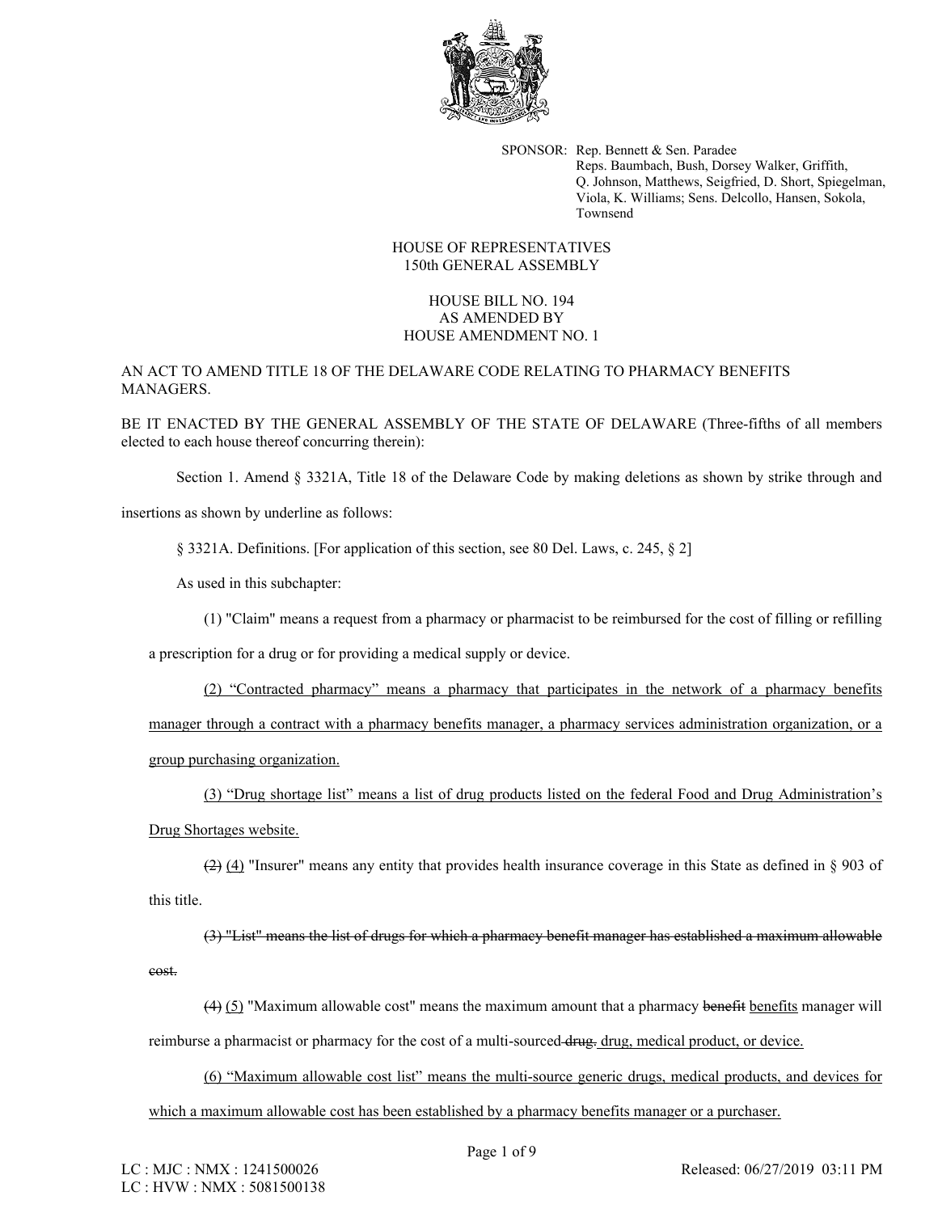SPONSOR: Rep. Bennett & Sen. Paradee
Reps. Baumbach, Bush, Dorsey Walker, Griffith, Q. Johnson, Matthews, Seigfried, D. Short, Spiegelman, Viola, K. Williams; Sens. Delcollo, Hansen, Sokola, Townsend

HOUSE OF REPRESENTATIVES
150th GENERAL ASSEMBLY

HOUSE BILL NO. 194
AS AMENDED BY
HOUSE AMENDMENT NO. 1

AN ACT TO AMEND TITLE 18 OF THE DELAWARE CODE RELATING TO PHARMACY BENEFITS MANAGERS.

BE IT ENACTED BY THE GENERAL ASSEMBLY OF THE STATE OF DELAWARE (Three-fifths of all members elected to each house thereof concurring therein):

Section 1. Amend § 3321A, Title 18 of the Delaware Code by making deletions as shown by strike through and insertions as shown by underline as follows:

§ 3321A. Definitions. [For application of this section, see 80 Del. Laws, c. 245, § 2]

As used in this subchapter:

(1) "Claim" means a request from a pharmacy or pharmacist to be reimbursed for the cost of filling or refilling a prescription for a drug or for providing a medical supply or device.

<u>(2) “Contracted pharmacy” means a pharmacy that participates in the network of a pharmacy benefits manager through a contract with a pharmacy benefits manager, a pharmacy services administration organization, or a group purchasing organization.</u>

<u>(3) “Drug shortage list” means a list of drug products listed on the federal Food and Drug Administration’s Drug Shortages website.</u>

~~(2)~~ <u>(4)</u> "Insurer" means any entity that provides health insurance coverage in this State as defined in § 903 of this title.

~~(3) "List" means the list of drugs for which a pharmacy benefit manager has established a maximum allowable cost.~~

~~(4)~~ <u>(5)</u> "Maximum allowable cost" means the maximum amount that a pharmacy ~~benefit~~ <u>benefits</u> manager will reimburse a pharmacist or pharmacy for the cost of a multi-sourced ~~drug.~~ <u>drug, medical product, or device.</u>

<u>(6) “Maximum allowable cost list” means the multi-source generic drugs, medical products, and devices for which a maximum allowable cost has been established by a pharmacy benefits manager or a purchaser.</u>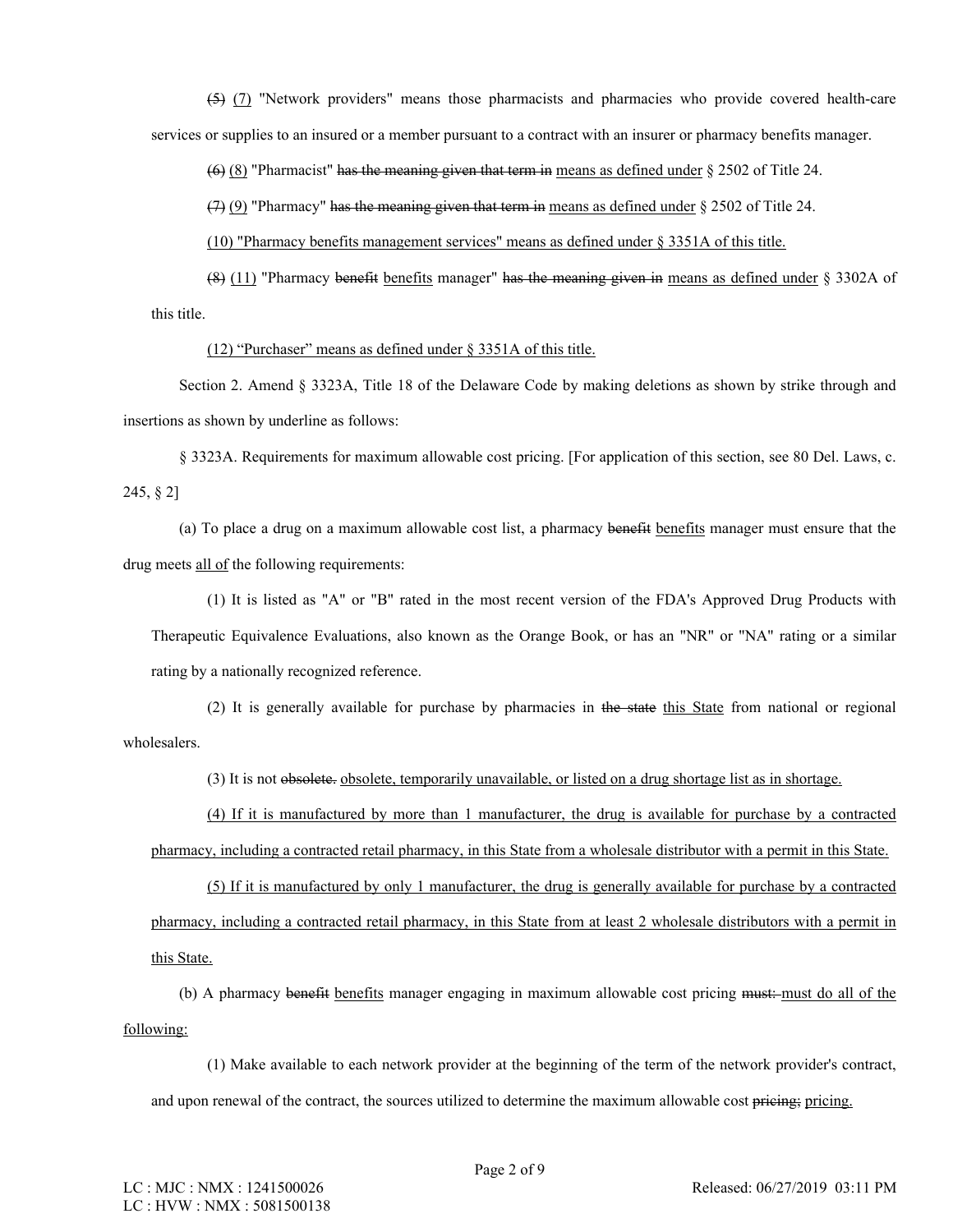~~(5)~~ <u>(7)</u> "Network providers" means those pharmacists and pharmacies who provide covered health-care services or supplies to an insured or a member pursuant to a contract with an insurer or pharmacy benefits manager.

~~(6)~~ <u>(8)</u> "Pharmacist" ~~has the meaning given that term in~~ <u>means as defined under</u> § 2502 of Title 24.

~~(7)~~ <u>(9)</u> "Pharmacy" ~~has the meaning given that term in~~ <u>means as defined under</u> § 2502 of Title 24.

<u>(10) "Pharmacy benefits management services" means as defined under § 3351A of this title.</u>

~~(8)~~ <u>(11)</u> "Pharmacy ~~benefit~~ <u>benefits</u> manager" ~~has the meaning given in~~ <u>means as defined under</u> § 3302A of this title.

<u>(12) “Purchaser” means as defined under § 3351A of this title.</u>

Section 2. Amend § 3323A, Title 18 of the Delaware Code by making deletions as shown by strike through and insertions as shown by underline as follows:

§ 3323A. Requirements for maximum allowable cost pricing. [For application of this section, see 80 Del. Laws, c. 245, § 2]

(a) To place a drug on a maximum allowable cost list, a pharmacy ~~benefit~~ <u>benefits</u> manager must ensure that the drug meets <u>all of</u> the following requirements:

(1) It is listed as "A" or "B" rated in the most recent version of the FDA's Approved Drug Products with Therapeutic Equivalence Evaluations, also known as the Orange Book, or has an "NR" or "NA" rating or a similar rating by a nationally recognized reference.

(2) It is generally available for purchase by pharmacies in ~~the state~~ <u>this State</u> from national or regional wholesalers.

(3) It is not ~~obsolete.~~ <u>obsolete, temporarily unavailable, or listed on a drug shortage list as in shortage.</u>

<u>(4) If it is manufactured by more than 1 manufacturer, the drug is available for purchase by a contracted pharmacy, including a contracted retail pharmacy, in this State from a wholesale distributor with a permit in this State.</u>

<u>(5) If it is manufactured by only 1 manufacturer, the drug is generally available for purchase by a contracted pharmacy, including a contracted retail pharmacy, in this State from at least 2 wholesale distributors with a permit in this State.</u>

(b) A pharmacy ~~benefit~~ <u>benefits</u> manager engaging in maximum allowable cost pricing ~~must:~~ <u>must do all of the following:</u>

(1) Make available to each network provider at the beginning of the term of the network provider's contract, and upon renewal of the contract, the sources utilized to determine the maximum allowable cost ~~pricing;~~ <u>pricing.</u>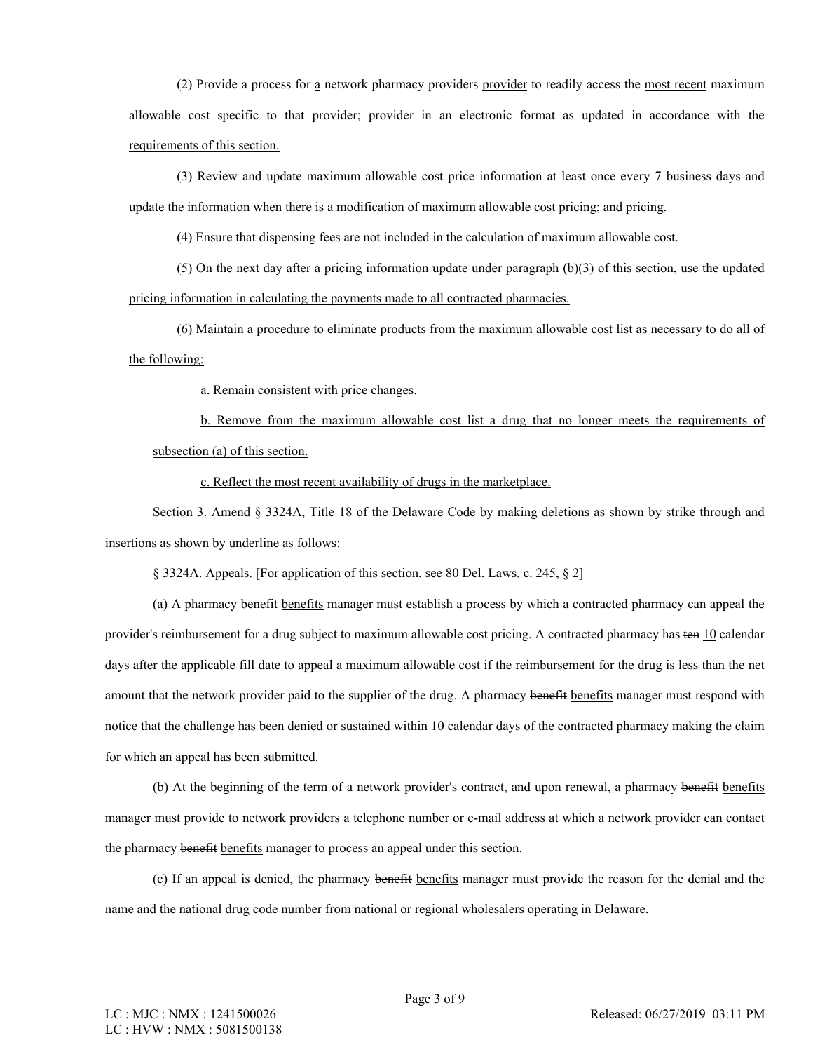(2) Provide a process for <u>a</u> network pharmacy ~~providers~~ <u>provider</u> to readily access the <u>most recent</u> maximum allowable cost specific to that ~~provider;~~ <u>provider in an electronic format as updated in accordance with the requirements of this section.</u>

(3) Review and update maximum allowable cost price information at least once every 7 business days and update the information when there is a modification of maximum allowable cost ~~pricing; and~~ <u>pricing.</u>

(4) Ensure that dispensing fees are not included in the calculation of maximum allowable cost.

<u>(5) On the next day after a pricing information update under paragraph (b)(3) of this section, use the updated pricing information in calculating the payments made to all contracted pharmacies.</u>

<u>(6) Maintain a procedure to eliminate products from the maximum allowable cost list as necessary to do all of the following:</u>

<u>a. Remain consistent with price changes.</u>

<u>b. Remove from the maximum allowable cost list a drug that no longer meets the requirements of subsection (a) of this section.</u>

<u>c. Reflect the most recent availability of drugs in the marketplace.</u>

Section 3. Amend § 3324A, Title 18 of the Delaware Code by making deletions as shown by strike through and insertions as shown by underline as follows:

§ 3324A. Appeals. [For application of this section, see 80 Del. Laws, c. 245, § 2]

(a) A pharmacy ~~benefit~~ <u>benefits</u> manager must establish a process by which a contracted pharmacy can appeal the provider's reimbursement for a drug subject to maximum allowable cost pricing. A contracted pharmacy has ~~ten~~ <u>10</u> calendar days after the applicable fill date to appeal a maximum allowable cost if the reimbursement for the drug is less than the net amount that the network provider paid to the supplier of the drug. A pharmacy ~~benefit~~ <u>benefits</u> manager must respond with notice that the challenge has been denied or sustained within 10 calendar days of the contracted pharmacy making the claim for which an appeal has been submitted.

(b) At the beginning of the term of a network provider's contract, and upon renewal, a pharmacy ~~benefit~~ <u>benefits</u> manager must provide to network providers a telephone number or e-mail address at which a network provider can contact the pharmacy ~~benefit~~ <u>benefits</u> manager to process an appeal under this section.

(c) If an appeal is denied, the pharmacy ~~benefit~~ <u>benefits</u> manager must provide the reason for the denial and the name and the national drug code number from national or regional wholesalers operating in Delaware.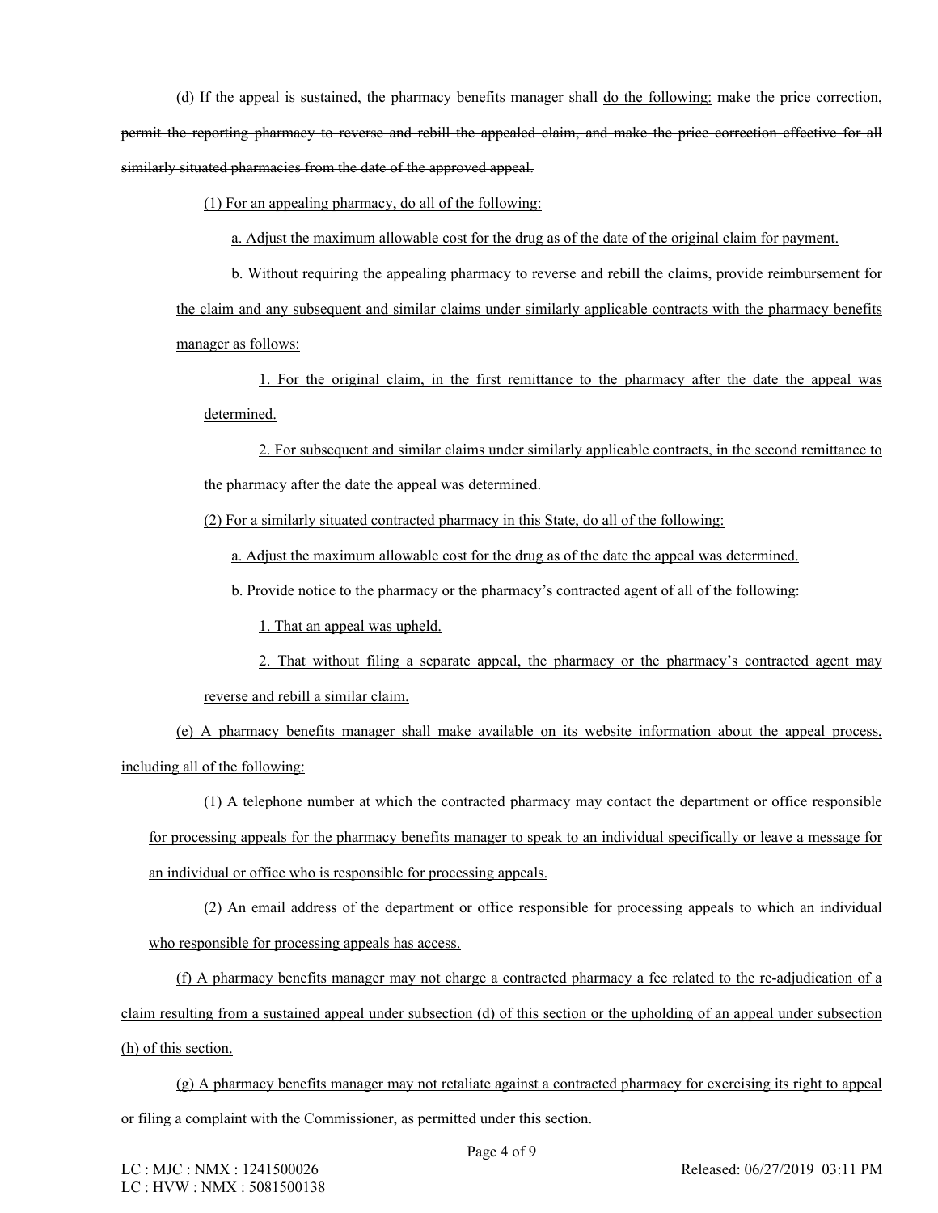(d) If the appeal is sustained, the pharmacy benefits manager shall do the following: ~~make the price correction, permit the reporting pharmacy to reverse and rebill the appealed claim, and make the price correction effective for all similarly situated pharmacies from the date of the approved appeal.~~

(1) For an appealing pharmacy, do all of the following:

a. Adjust the maximum allowable cost for the drug as of the date of the original claim for payment.

b. Without requiring the appealing pharmacy to reverse and rebill the claims, provide reimbursement for the claim and any subsequent and similar claims under similarly applicable contracts with the pharmacy benefits manager as follows:

1. For the original claim, in the first remittance to the pharmacy after the date the appeal was determined.

2. For subsequent and similar claims under similarly applicable contracts, in the second remittance to the pharmacy after the date the appeal was determined.

(2) For a similarly situated contracted pharmacy in this State, do all of the following:

a. Adjust the maximum allowable cost for the drug as of the date the appeal was determined.

b. Provide notice to the pharmacy or the pharmacy's contracted agent of all of the following:

1. That an appeal was upheld.

2. That without filing a separate appeal, the pharmacy or the pharmacy's contracted agent may reverse and rebill a similar claim.

(e) A pharmacy benefits manager shall make available on its website information about the appeal process, including all of the following:

(1) A telephone number at which the contracted pharmacy may contact the department or office responsible for processing appeals for the pharmacy benefits manager to speak to an individual specifically or leave a message for an individual or office who is responsible for processing appeals.

(2) An email address of the department or office responsible for processing appeals to which an individual who responsible for processing appeals has access.

(f) A pharmacy benefits manager may not charge a contracted pharmacy a fee related to the re-adjudication of a claim resulting from a sustained appeal under subsection (d) of this section or the upholding of an appeal under subsection (h) of this section.

(g) A pharmacy benefits manager may not retaliate against a contracted pharmacy for exercising its right to appeal or filing a complaint with the Commissioner, as permitted under this section.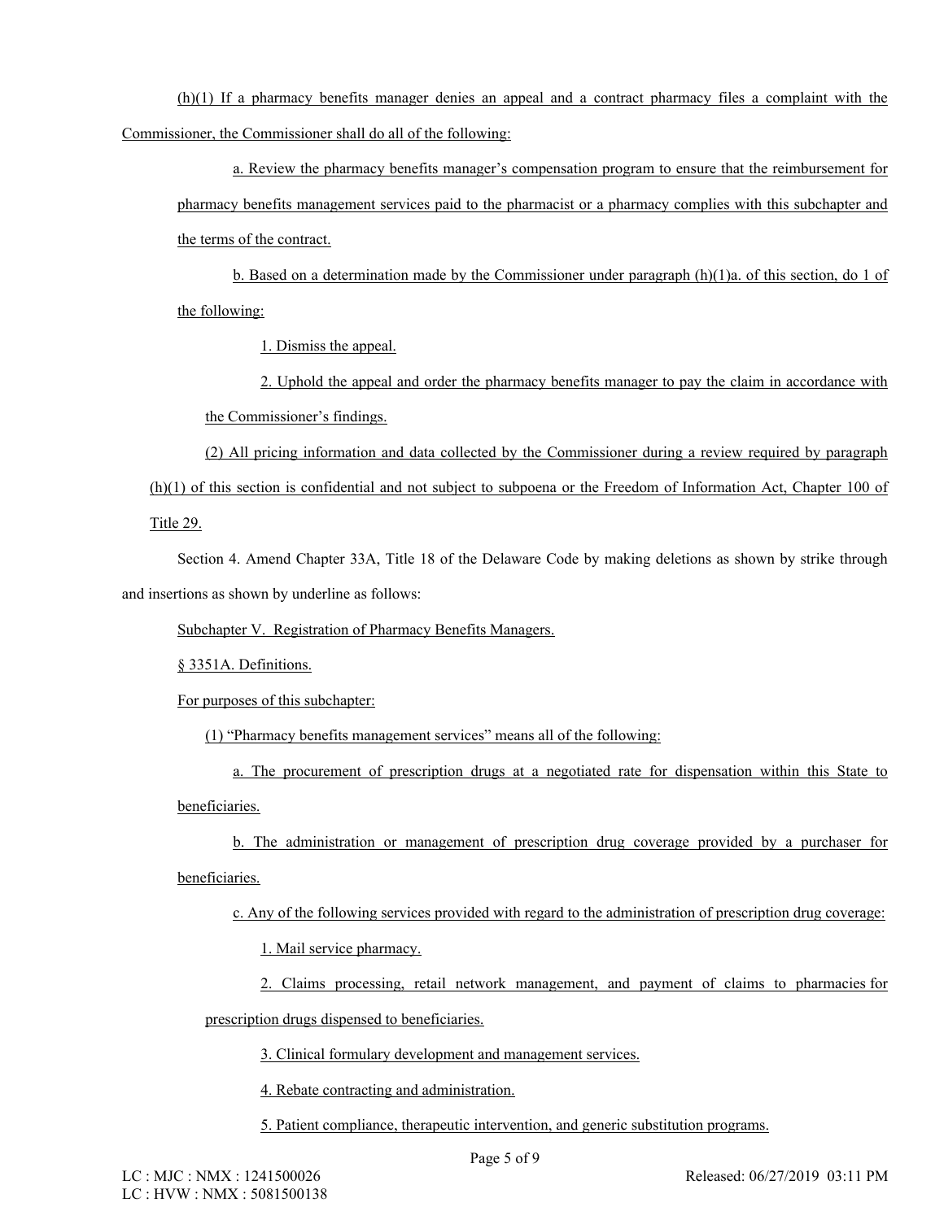(h)(1) If a pharmacy benefits manager denies an appeal and a contract pharmacy files a complaint with the Commissioner, the Commissioner shall do all of the following:

a. Review the pharmacy benefits manager's compensation program to ensure that the reimbursement for pharmacy benefits management services paid to the pharmacist or a pharmacy complies with this subchapter and the terms of the contract.

b. Based on a determination made by the Commissioner under paragraph (h)(1)a. of this section, do 1 of the following:

1. Dismiss the appeal.

2. Uphold the appeal and order the pharmacy benefits manager to pay the claim in accordance with the Commissioner's findings.

(2) All pricing information and data collected by the Commissioner during a review required by paragraph (h)(1) of this section is confidential and not subject to subpoena or the Freedom of Information Act, Chapter 100 of Title 29.

Section 4. Amend Chapter 33A, Title 18 of the Delaware Code by making deletions as shown by strike through and insertions as shown by underline as follows:

Subchapter V. Registration of Pharmacy Benefits Managers.

§ 3351A. Definitions.

For purposes of this subchapter:

(1) "Pharmacy benefits management services" means all of the following:

a. The procurement of prescription drugs at a negotiated rate for dispensation within this State to beneficiaries.

b. The administration or management of prescription drug coverage provided by a purchaser for beneficiaries.

c. Any of the following services provided with regard to the administration of prescription drug coverage:

1. Mail service pharmacy.

2. Claims processing, retail network management, and payment of claims to pharmacies for prescription drugs dispensed to beneficiaries.

3. Clinical formulary development and management services.

4. Rebate contracting and administration.

5. Patient compliance, therapeutic intervention, and generic substitution programs.

LC : MJC : NMX : 1241500026
LC : HVW : NMX : 5081500138

Released: 06/27/2019 03:11 PM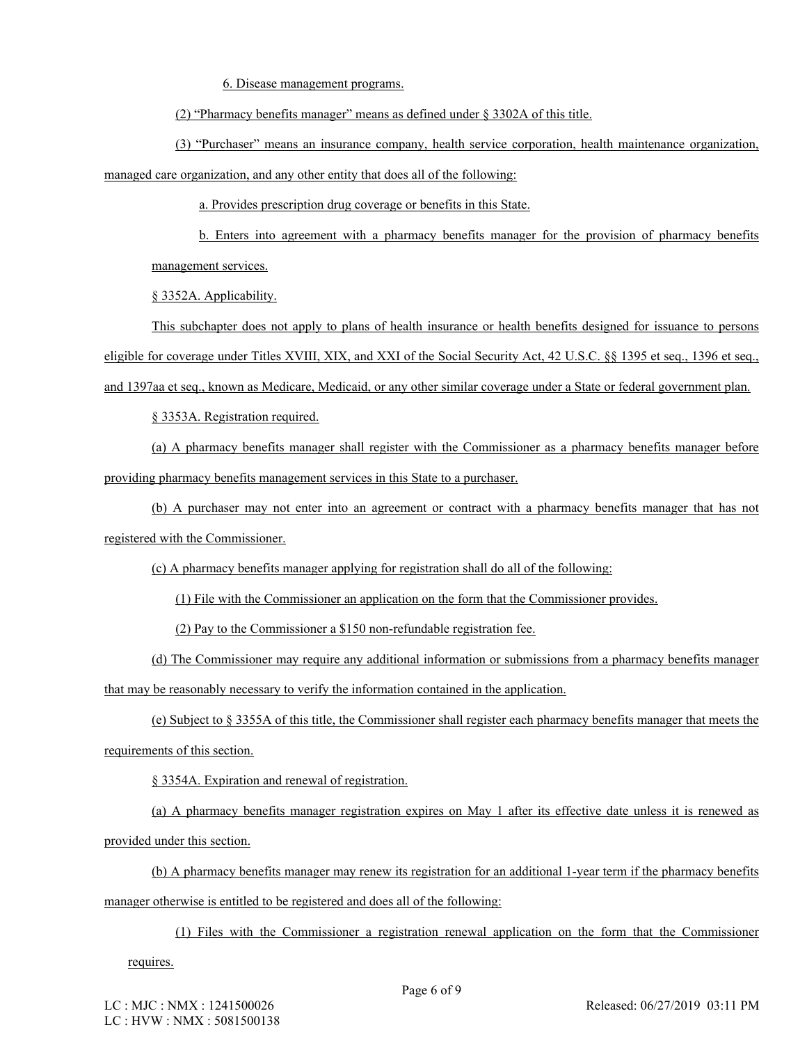6. Disease management programs.

(2) "Pharmacy benefits manager" means as defined under § 3302A of this title.

(3) "Purchaser" means an insurance company, health service corporation, health maintenance organization, managed care organization, and any other entity that does all of the following:

a. Provides prescription drug coverage or benefits in this State.

b. Enters into agreement with a pharmacy benefits manager for the provision of pharmacy benefits management services.

§ 3352A. Applicability.

This subchapter does not apply to plans of health insurance or health benefits designed for issuance to persons eligible for coverage under Titles XVIII, XIX, and XXI of the Social Security Act, 42 U.S.C. §§ 1395 et seq., 1396 et seq., and 1397aa et seq., known as Medicare, Medicaid, or any other similar coverage under a State or federal government plan.

§ 3353A. Registration required.

(a) A pharmacy benefits manager shall register with the Commissioner as a pharmacy benefits manager before providing pharmacy benefits management services in this State to a purchaser.

(b) A purchaser may not enter into an agreement or contract with a pharmacy benefits manager that has not registered with the Commissioner.

(c) A pharmacy benefits manager applying for registration shall do all of the following:

(1) File with the Commissioner an application on the form that the Commissioner provides.

(2) Pay to the Commissioner a $150 non-refundable registration fee.

(d) The Commissioner may require any additional information or submissions from a pharmacy benefits manager that may be reasonably necessary to verify the information contained in the application.

(e) Subject to § 3355A of this title, the Commissioner shall register each pharmacy benefits manager that meets the requirements of this section.

§ 3354A. Expiration and renewal of registration.

(a) A pharmacy benefits manager registration expires on May 1 after its effective date unless it is renewed as provided under this section.

(b) A pharmacy benefits manager may renew its registration for an additional 1-year term if the pharmacy benefits manager otherwise is entitled to be registered and does all of the following:

(1) Files with the Commissioner a registration renewal application on the form that the Commissioner requires.

LC : MJC : NMX : 1241500026
LC : HVW : NMX : 5081500138

Released: 06/27/2019 03:11 PM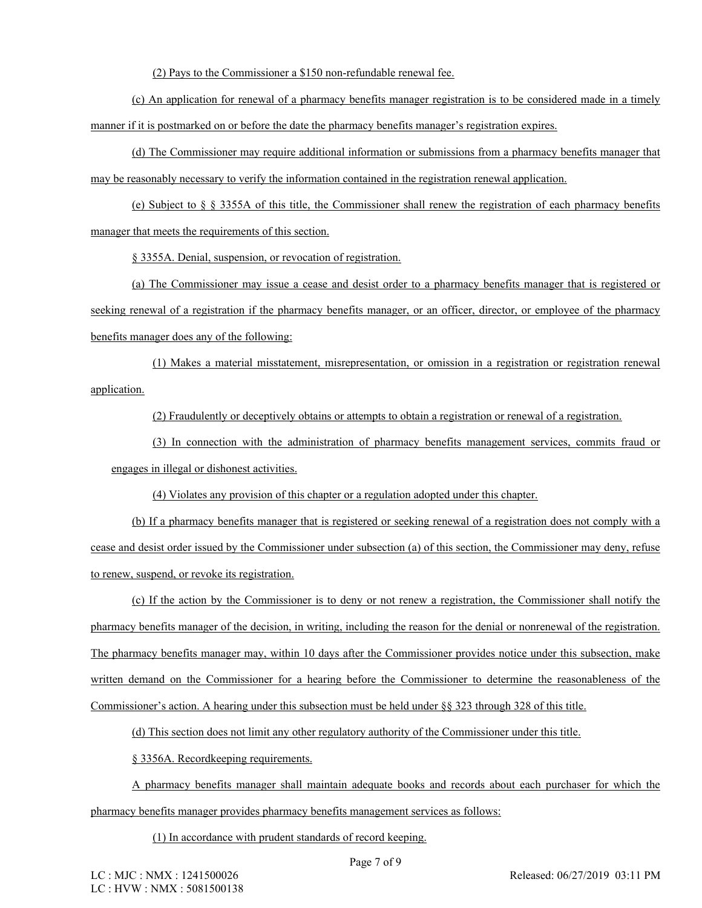(2) Pays to the Commissioner a $150 non-refundable renewal fee.

(c) An application for renewal of a pharmacy benefits manager registration is to be considered made in a timely manner if it is postmarked on or before the date the pharmacy benefits manager's registration expires.

(d) The Commissioner may require additional information or submissions from a pharmacy benefits manager that may be reasonably necessary to verify the information contained in the registration renewal application.

(e) Subject to § § 3355A of this title, the Commissioner shall renew the registration of each pharmacy benefits manager that meets the requirements of this section.

§ 3355A. Denial, suspension, or revocation of registration.

(a) The Commissioner may issue a cease and desist order to a pharmacy benefits manager that is registered or seeking renewal of a registration if the pharmacy benefits manager, or an officer, director, or employee of the pharmacy benefits manager does any of the following:

(1) Makes a material misstatement, misrepresentation, or omission in a registration or registration renewal application.

(2) Fraudulently or deceptively obtains or attempts to obtain a registration or renewal of a registration.

(3) In connection with the administration of pharmacy benefits management services, commits fraud or engages in illegal or dishonest activities.

(4) Violates any provision of this chapter or a regulation adopted under this chapter.

(b) If a pharmacy benefits manager that is registered or seeking renewal of a registration does not comply with a cease and desist order issued by the Commissioner under subsection (a) of this section, the Commissioner may deny, refuse to renew, suspend, or revoke its registration.

(c) If the action by the Commissioner is to deny or not renew a registration, the Commissioner shall notify the pharmacy benefits manager of the decision, in writing, including the reason for the denial or nonrenewal of the registration. The pharmacy benefits manager may, within 10 days after the Commissioner provides notice under this subsection, make written demand on the Commissioner for a hearing before the Commissioner to determine the reasonableness of the Commissioner's action. A hearing under this subsection must be held under §§ 323 through 328 of this title.

(d) This section does not limit any other regulatory authority of the Commissioner under this title.

§ 3356A. Recordkeeping requirements.

A pharmacy benefits manager shall maintain adequate books and records about each purchaser for which the pharmacy benefits manager provides pharmacy benefits management services as follows:

(1) In accordance with prudent standards of record keeping.

LC : MJC : NMX : 1241500026
LC : HVW : NMX : 5081500138

Released: 06/27/2019 03:11 PM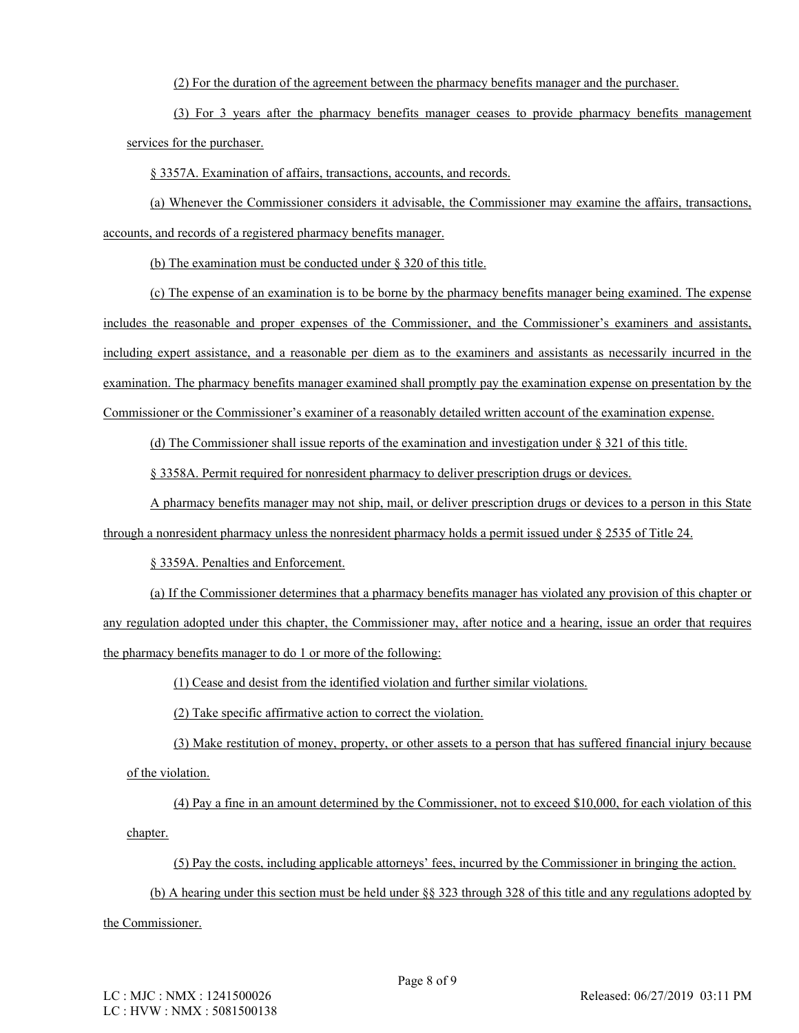(2) For the duration of the agreement between the pharmacy benefits manager and the purchaser.

(3) For 3 years after the pharmacy benefits manager ceases to provide pharmacy benefits management services for the purchaser.

§ 3357A. Examination of affairs, transactions, accounts, and records.

(a) Whenever the Commissioner considers it advisable, the Commissioner may examine the affairs, transactions, accounts, and records of a registered pharmacy benefits manager.

(b) The examination must be conducted under § 320 of this title.

(c) The expense of an examination is to be borne by the pharmacy benefits manager being examined. The expense includes the reasonable and proper expenses of the Commissioner, and the Commissioner's examiners and assistants, including expert assistance, and a reasonable per diem as to the examiners and assistants as necessarily incurred in the examination. The pharmacy benefits manager examined shall promptly pay the examination expense on presentation by the Commissioner or the Commissioner's examiner of a reasonably detailed written account of the examination expense.

(d) The Commissioner shall issue reports of the examination and investigation under § 321 of this title.

§ 3358A. Permit required for nonresident pharmacy to deliver prescription drugs or devices.

A pharmacy benefits manager may not ship, mail, or deliver prescription drugs or devices to a person in this State through a nonresident pharmacy unless the nonresident pharmacy holds a permit issued under § 2535 of Title 24.

§ 3359A. Penalties and Enforcement.

(a) If the Commissioner determines that a pharmacy benefits manager has violated any provision of this chapter or any regulation adopted under this chapter, the Commissioner may, after notice and a hearing, issue an order that requires the pharmacy benefits manager to do 1 or more of the following:

(1) Cease and desist from the identified violation and further similar violations.

(2) Take specific affirmative action to correct the violation.

(3) Make restitution of money, property, or other assets to a person that has suffered financial injury because of the violation.

(4) Pay a fine in an amount determined by the Commissioner, not to exceed $10,000, for each violation of this chapter.

(5) Pay the costs, including applicable attorneys' fees, incurred by the Commissioner in bringing the action.

(b) A hearing under this section must be held under §§ 323 through 328 of this title and any regulations adopted by the Commissioner.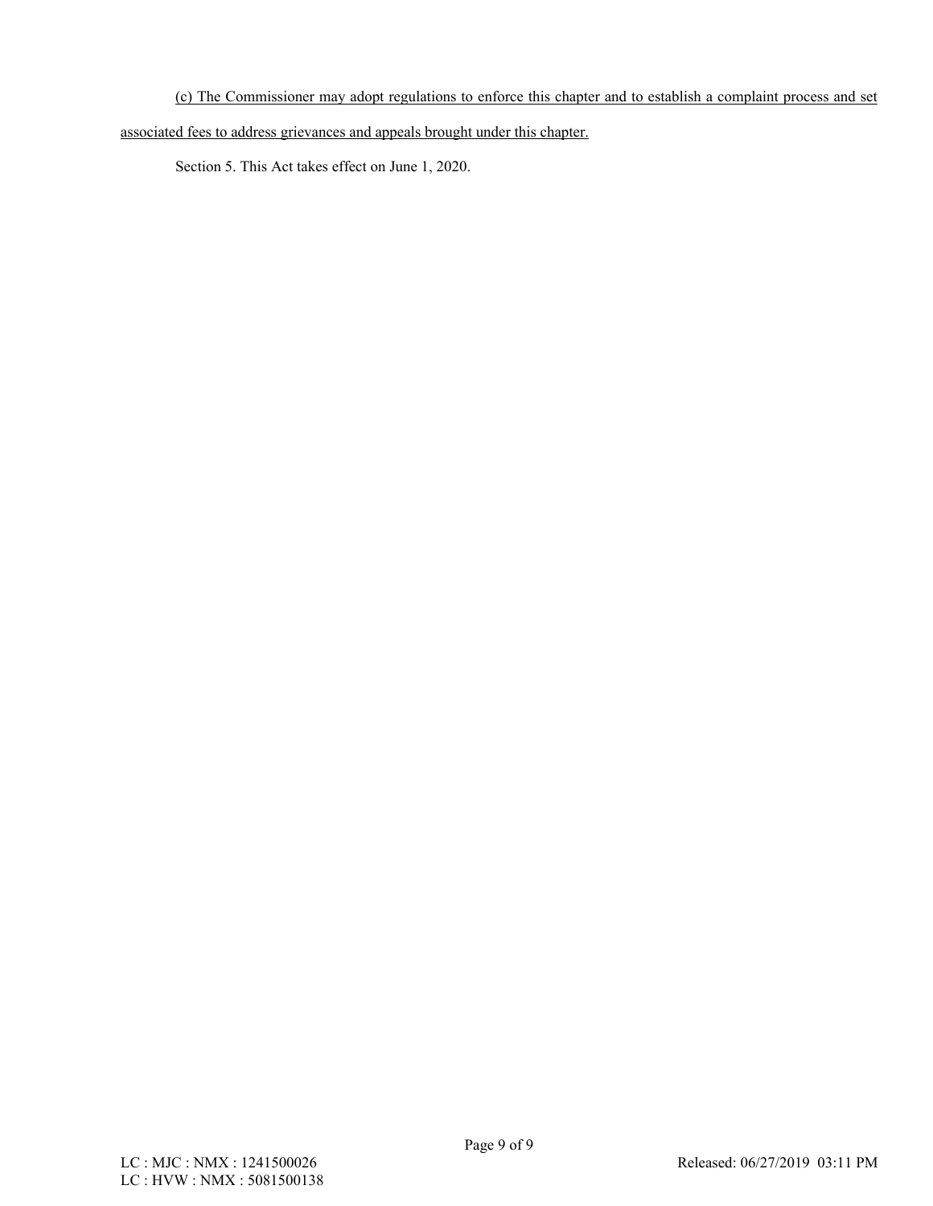(c) The Commissioner may adopt regulations to enforce this chapter and to establish a complaint process and set associated fees to address grievances and appeals brought under this chapter.

Section 5. This Act takes effect on June 1, 2020.